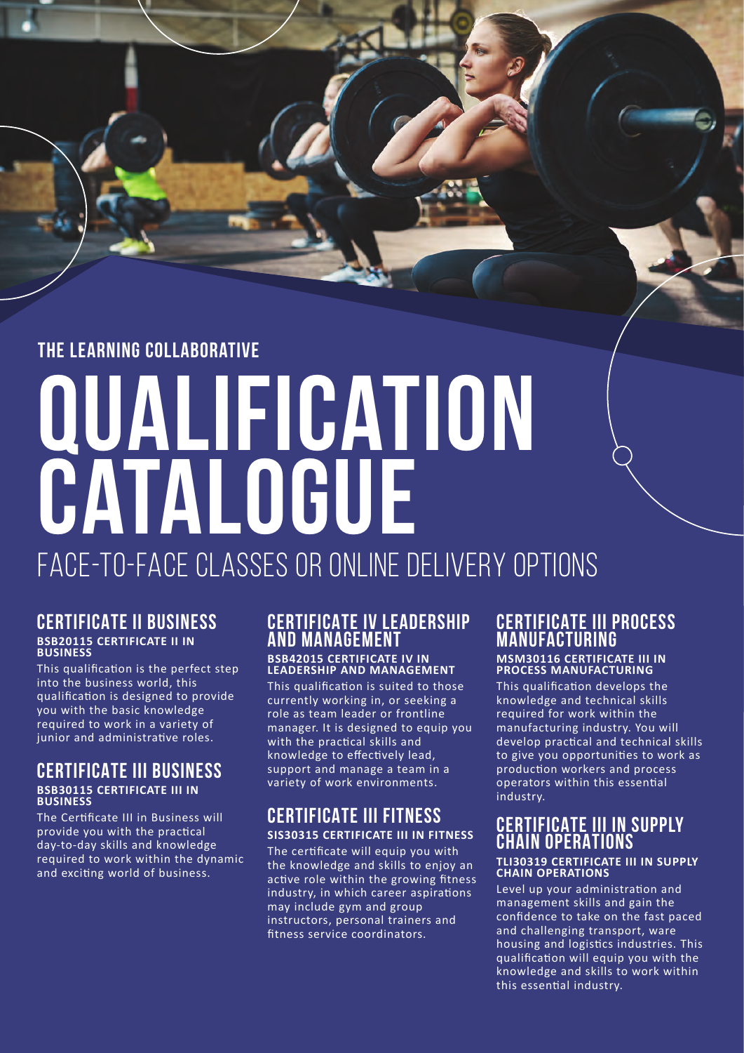## THE LEARNING COLLABORATIVE

# QUALIFICATION CATALOGUE

FACE-TO-FACE CLASSES OR ONLINE DELIVERY OPTIONS

### CERTIFICATE II BUSINESS

**BSB20115 CERTIFICATE II IN BUSINESS**

This qualification is the perfect step into the business world, this qualification is designed to provide you with the basic knowledge required to work in a variety of junior and administrative roles.

### CERTIFICATE III BUSINESS

**BSB30115 CERTIFICATE III IN BUSINESS**

The Certificate III in Business will provide you with the practical day-to-day skills and knowledge required to work within the dynamic and exciting world of business.

### CERTIFICATE IV LEADERSHIP AND MANAGEMENT

**BSB42015 CERTIFICATE IV IN LEADERSHIP AND MANAGEMENT**

This qualification is suited to those currently working in, or seeking a role as team leader or frontline manager. It is designed to equip you with the practical skills and knowledge to effectively lead, support and manage a team in a variety of work environments.

### CERTIFICATE III FITNESS

**SIS30315 CERTIFICATE III IN FITNESS**

The certificate will equip you with the knowledge and skills to enjoy an active role within the growing fitness industry, in which career aspirations may include gym and group instructors, personal trainers and fitness service coordinators.

### CERTIFICATE III PROCESS MANUFACTURING

**MSM30116 CERTIFICATE III IN PROCESS MANUFACTURING**

This qualification develops the knowledge and technical skills required for work within the manufacturing industry. You will develop practical and technical skills to give you opportunities to work as production workers and process operators within this essential industry.

### CERTIFICATE III IN SUPPLY CHAIN OPERATIONS

**TLI30319 CERTIFICATE III IN SUPPLY CHAIN OPERATIONS**

Level up your administration and management skills and gain the confidence to take on the fast paced and challenging transport, ware housing and logistics industries. This qualification will equip you with the knowledge and skills to work within this essential industry.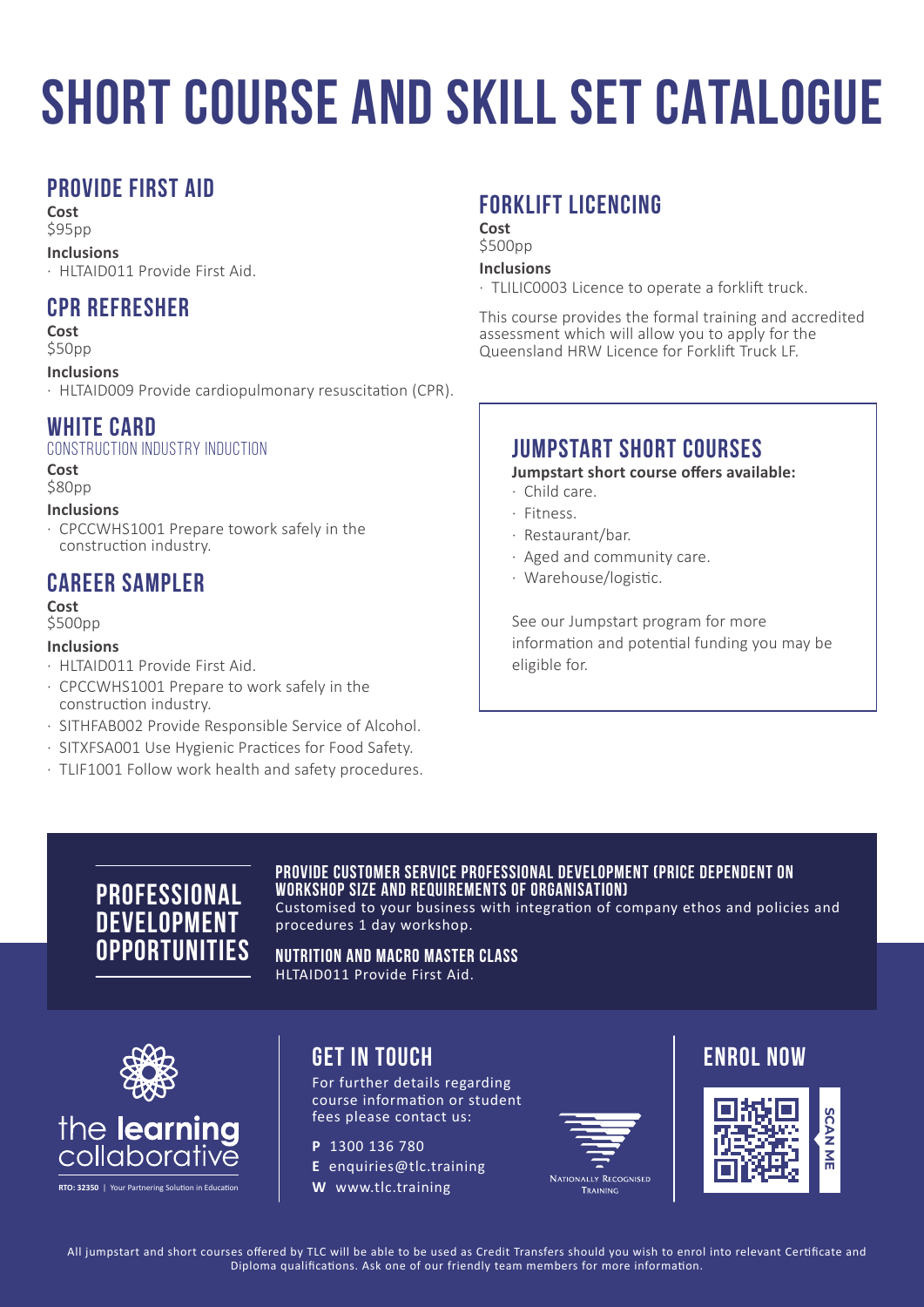# SHORT COURSE AND SKILL SET CATALOGUE

## PROVIDE FIRST AID

**Cost**
$95pp

**Inclusions**
- HLTAID011 Provide First Aid.

## CPR REFRESHER

**Cost**
$50pp

**Inclusions**
- HLTAID009 Provide cardiopulmonary resuscitation (CPR).

## WHITE CARD

CONSTRUCTION INDUSTRY INDUCTION

**Cost**
$80pp

**Inclusions**
- CPCCWHS1001 Prepare towork safely in the construction industry.

## CAREER SAMPLER

**Cost**
$500pp

**Inclusions**
- HLTAID011 Provide First Aid.
- CPCCWHS1001 Prepare to work safely in the construction industry.
- SITHFAB002 Provide Responsible Service of Alcohol.
- SITXFSA001 Use Hygienic Practices for Food Safety.
- TLIF1001 Follow work health and safety procedures.

## FORKLIFT LICENCING

**Cost**
$500pp

**Inclusions**
- TLILIC0003 Licence to operate a forklift truck.

This course provides the formal training and accredited assessment which will allow you to apply for the Queensland HRW Licence for Forklift Truck LF.

## JUMPSTART SHORT COURSES

**Jumpstart short course offers available:**
- Child care.
- Fitness.
- Restaurant/bar.
- Aged and community care.
- Warehouse/logistic.

See our Jumpstart program for more information and potential funding you may be eligible for.

## PROFESSIONAL DEVELOPMENT OPPORTUNITIES

**PROVIDE CUSTOMER SERVICE PROFESSIONAL DEVELOPMENT (PRICE DEPENDENT ON WORKSHOP SIZE AND REQUIREMENTS OF ORGANISATION)**
Customised to your business with integration of company ethos and policies and procedures 1 day workshop.

**NUTRITION AND MACRO MASTER CLASS**
HLTAID011 Provide First Aid.

the **learning** collaborative

RTO: 32350 | Your Partnering Solution in Education

## GET IN TOUCH

For further details regarding course information or student fees please contact us:

**P** 1300 136 780
**E** enquiries@tlc.training
**W** www.tlc.training

Nationally Recognised Training

## ENROL NOW

SCAN ME

All jumpstart and short courses offered by TLC will be able to be used as Credit Transfers should you wish to enrol into relevant Certificate and Diploma qualifications. Ask one of our friendly team members for more information.